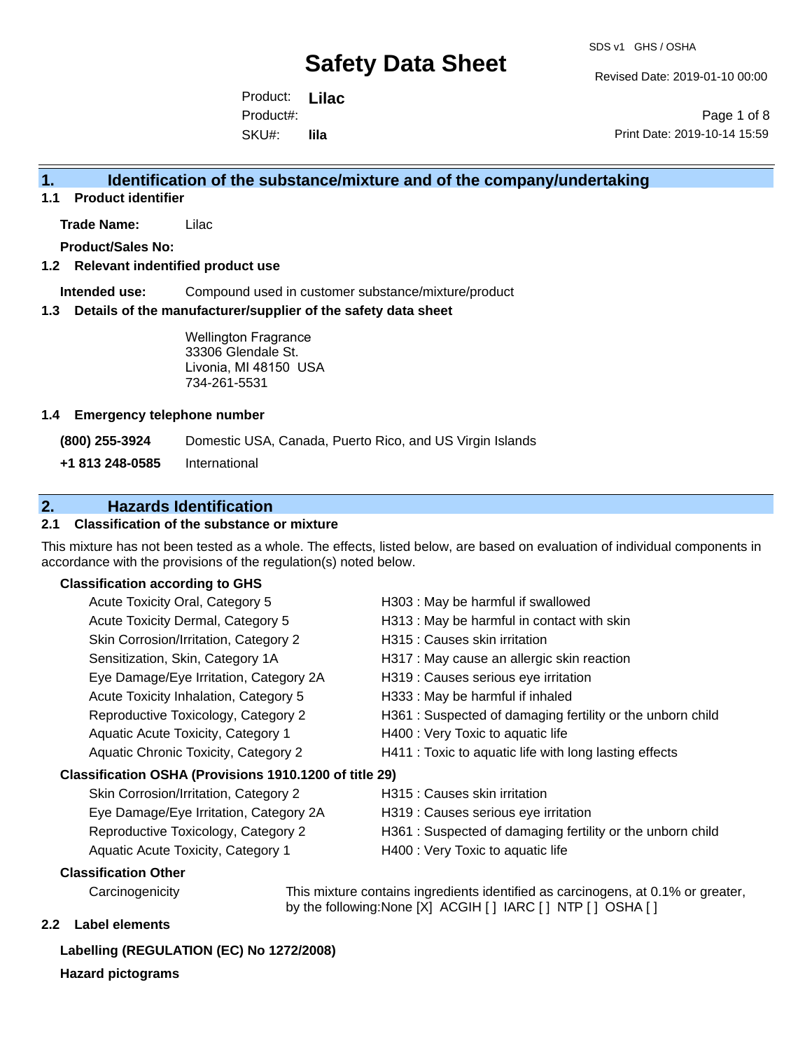# Safety Data Sheet

SDS v1 GHS / OSHA

Revised Date: 2019-01-10 00:00

Print Date: 2019-10-14 15:59

Product: **Lilac**

Product#:

SKU#: **lila**

## 1. Identification of the substance/mixture and of the company/undertaking

### 1.1 Product identifier

**Trade Name:** Lilac

**Product/Sales No:**

### 1.2 Relevant indentified product use

**Intended use:** Compound used in customer substance/mixture/product

### 1.3 Details of the manufacturer/supplier of the safety data sheet

Wellington Fragrance
33306 Glendale St.
Livonia, MI 48150 USA
734-261-5531

### 1.4 Emergency telephone number

**(800) 255-3924** Domestic USA, Canada, Puerto Rico, and US Virgin Islands

**+1 813 248-0585** International

## 2. Hazards Identification

### 2.1 Classification of the substance or mixture

This mixture has not been tested as a whole. The effects, listed below, are based on evaluation of individual components in accordance with the provisions of the regulation(s) noted below.

**Classification according to GHS**

| | |
|---|---|
| Acute Toxicity Oral, Category 5 | H303 : May be harmful if swallowed |
| Acute Toxicity Dermal, Category 5 | H313 : May be harmful in contact with skin |
| Skin Corrosion/Irritation, Category 2 | H315 : Causes skin irritation |
| Sensitization, Skin, Category 1A | H317 : May cause an allergic skin reaction |
| Eye Damage/Eye Irritation, Category 2A | H319 : Causes serious eye irritation |
| Acute Toxicity Inhalation, Category 5 | H333 : May be harmful if inhaled |
| Reproductive Toxicology, Category 2 | H361 : Suspected of damaging fertility or the unborn child |
| Aquatic Acute Toxicity, Category 1 | H400 : Very Toxic to aquatic life |
| Aquatic Chronic Toxicity, Category 2 | H411 : Toxic to aquatic life with long lasting effects |

**Classification OSHA (Provisions 1910.1200 of title 29)**

| | |
|---|---|
| Skin Corrosion/Irritation, Category 2 | H315 : Causes skin irritation |
| Eye Damage/Eye Irritation, Category 2A | H319 : Causes serious eye irritation |
| Reproductive Toxicology, Category 2 | H361 : Suspected of damaging fertility or the unborn child |
| Aquatic Acute Toxicity, Category 1 | H400 : Very Toxic to aquatic life |

**Classification Other**

Carcinogenicity — This mixture contains ingredients identified as carcinogens, at 0.1% or greater, by the following:None [X] ACGIH [ ] IARC [ ] NTP [ ] OSHA [ ]

### 2.2 Label elements

**Labelling (REGULATION (EC) No 1272/2008)**

**Hazard pictograms**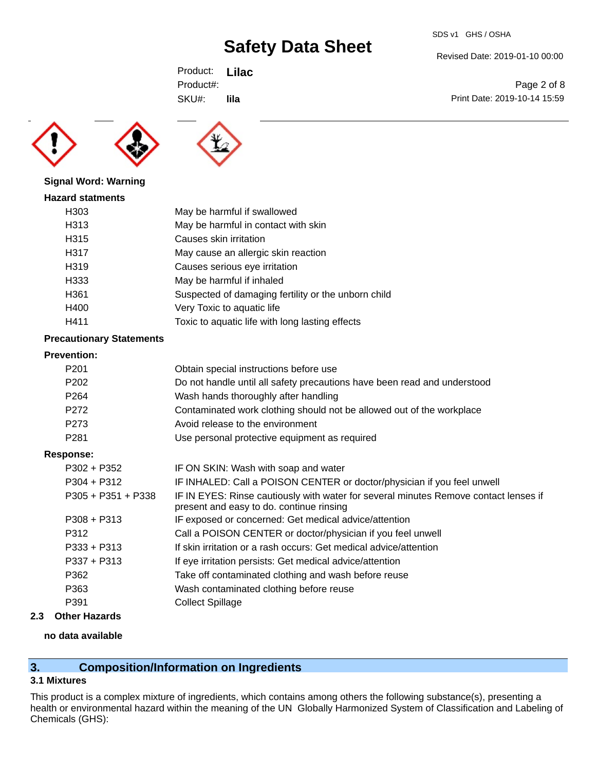**Signal Word: Warning**

**Hazard statments**

| | |
|---|---|
| H303 | May be harmful if swallowed |
| H313 | May be harmful in contact with skin |
| H315 | Causes skin irritation |
| H317 | May cause an allergic skin reaction |
| H319 | Causes serious eye irritation |
| H333 | May be harmful if inhaled |
| H361 | Suspected of damaging fertility or the unborn child |
| H400 | Very Toxic to aquatic life |
| H411 | Toxic to aquatic life with long lasting effects |

**Precautionary Statements**

**Prevention:**

| | |
|---|---|
| P201 | Obtain special instructions before use |
| P202 | Do not handle until all safety precautions have been read and understood |
| P264 | Wash hands thoroughly after handling |
| P272 | Contaminated work clothing should not be allowed out of the workplace |
| P273 | Avoid release to the environment |
| P281 | Use personal protective equipment as required |

**Response:**

| | |
|---|---|
| P302 + P352 | IF ON SKIN: Wash with soap and water |
| P304 + P312 | IF INHALED: Call a POISON CENTER or doctor/physician if you feel unwell |
| P305 + P351 + P338 | IF IN EYES: Rinse cautiously with water for several minutes Remove contact lenses if present and easy to do. continue rinsing |
| P308 + P313 | IF exposed or concerned: Get medical advice/attention |
| P312 | Call a POISON CENTER or doctor/physician if you feel unwell |
| P333 + P313 | If skin irritation or a rash occurs: Get medical advice/attention |
| P337 + P313 | If eye irritation persists: Get medical advice/attention |
| P362 | Take off contaminated clothing and wash before reuse |
| P363 | Wash contaminated clothing before reuse |
| P391 | Collect Spillage |

### 2.3 Other Hazards

**no data available**

## 3. Composition/Information on Ingredients

### 3.1 Mixtures

This product is a complex mixture of ingredients, which contains among others the following substance(s), presenting a health or environmental hazard within the meaning of the UN Globally Harmonized System of Classification and Labeling of Chemicals (GHS):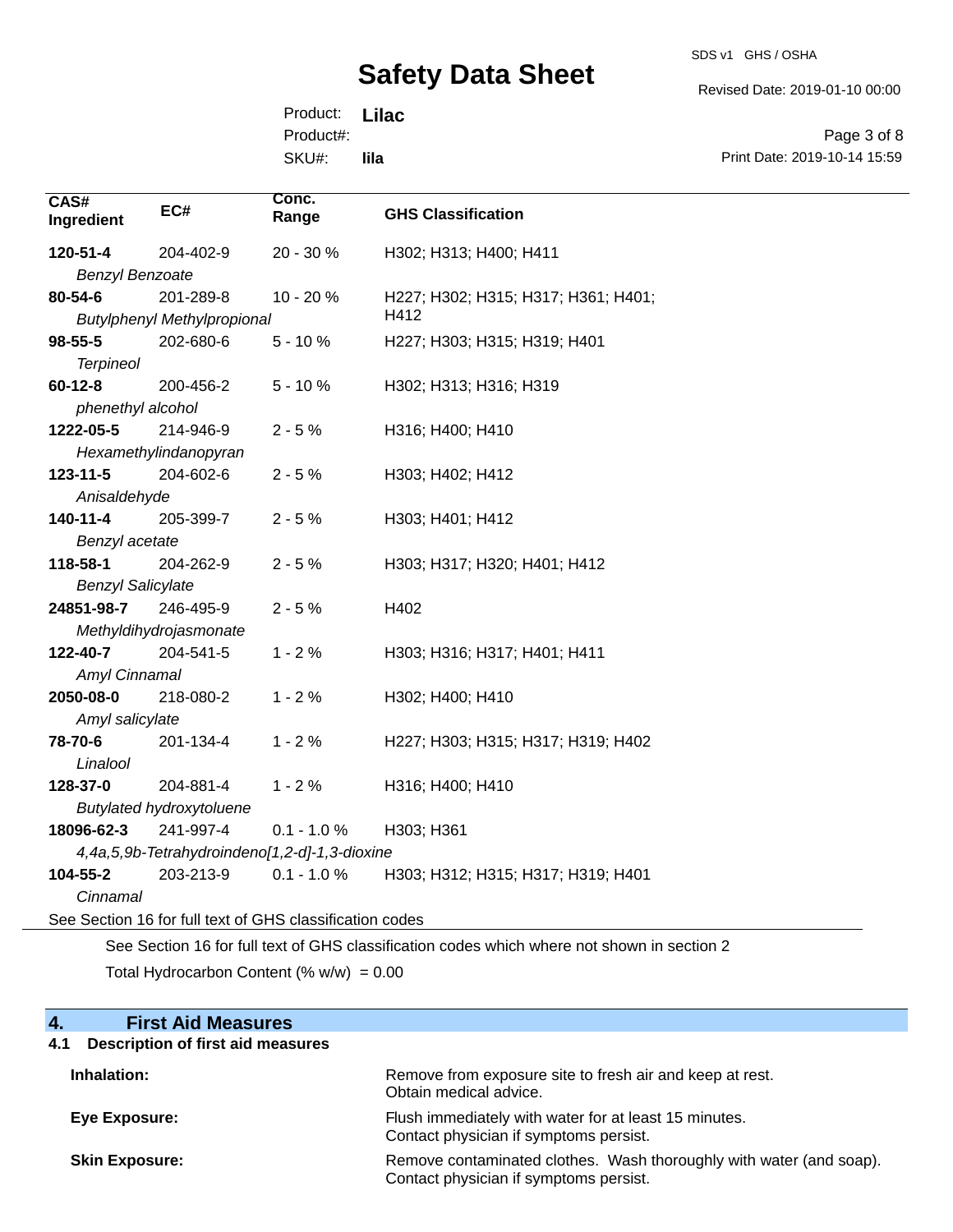| CAS# Ingredient | EC# | Conc. Range | GHS Classification |
|---|---|---|---|
| **120-51-4** *Benzyl Benzoate* | 204-402-9 | 20 - 30 % | H302; H313; H400; H411 |
| **80-54-6** *Butylphenyl Methylpropional* | 201-289-8 | 10 - 20 % | H227; H302; H315; H317; H361; H401; H412 |
| **98-55-5** *Terpineol* | 202-680-6 | 5 - 10 % | H227; H303; H315; H319; H401 |
| **60-12-8** *phenethyl alcohol* | 200-456-2 | 5 - 10 % | H302; H313; H316; H319 |
| **1222-05-5** *Hexamethylindanopyran* | 214-946-9 | 2 - 5 % | H316; H400; H410 |
| **123-11-5** *Anisaldehyde* | 204-602-6 | 2 - 5 % | H303; H402; H412 |
| **140-11-4** *Benzyl acetate* | 205-399-7 | 2 - 5 % | H303; H401; H412 |
| **118-58-1** *Benzyl Salicylate* | 204-262-9 | 2 - 5 % | H303; H317; H320; H401; H412 |
| **24851-98-7** *Methyldihydrojasmonate* | 246-495-9 | 2 - 5 % | H402 |
| **122-40-7** *Amyl Cinnamal* | 204-541-5 | 1 - 2 % | H303; H316; H317; H401; H411 |
| **2050-08-0** *Amyl salicylate* | 218-080-2 | 1 - 2 % | H302; H400; H410 |
| **78-70-6** *Linalool* | 201-134-4 | 1 - 2 % | H227; H303; H315; H317; H319; H402 |
| **128-37-0** *Butylated hydroxytoluene* | 204-881-4 | 1 - 2 % | H316; H400; H410 |
| **18096-62-3** *4,4a,5,9b-Tetrahydroindeno[1,2-d]-1,3-dioxine* | 241-997-4 | 0.1 - 1.0 % | H303; H361 |
| **104-55-2** *Cinnamal* | 203-213-9 | 0.1 - 1.0 % | H303; H312; H315; H317; H319; H401 |

See Section 16 for full text of GHS classification codes

See Section 16 for full text of GHS classification codes which where not shown in section 2

Total Hydrocarbon Content (% w/w) = 0.00

## 4. First Aid Measures

### 4.1 Description of first aid measures

| | |
|---|---|
| **Inhalation:** | Remove from exposure site to fresh air and keep at rest. Obtain medical advice. |
| **Eye Exposure:** | Flush immediately with water for at least 15 minutes. Contact physician if symptoms persist. |
| **Skin Exposure:** | Remove contaminated clothes. Wash thoroughly with water (and soap). Contact physician if symptoms persist. |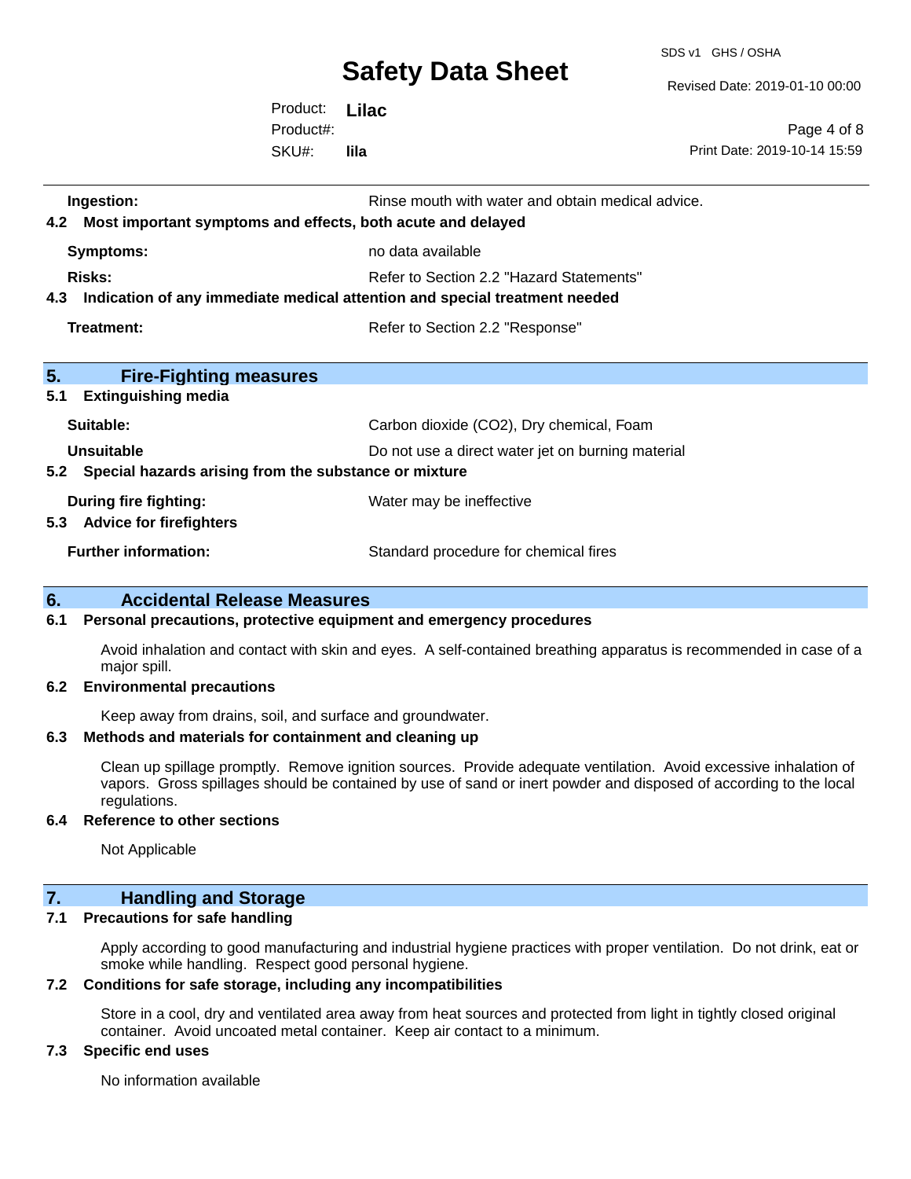**Ingestion:** Rinse mouth with water and obtain medical advice.

**4.2 Most important symptoms and effects, both acute and delayed**

**Symptoms:** no data available

**Risks:** Refer to Section 2.2 "Hazard Statements"

**4.3 Indication of any immediate medical attention and special treatment needed**

**Treatment:** Refer to Section 2.2 "Response"

## 5. Fire-Fighting measures

**5.1 Extinguishing media**

**Suitable:** Carbon dioxide ($CO_2$), Dry chemical, Foam

**Unsuitable** Do not use a direct water jet on burning material

**5.2 Special hazards arising from the substance or mixture**

**During fire fighting:** Water may be ineffective

**5.3 Advice for firefighters**

**Further information:** Standard procedure for chemical fires

## 6. Accidental Release Measures

**6.1 Personal precautions, protective equipment and emergency procedures**

Avoid inhalation and contact with skin and eyes. A self-contained breathing apparatus is recommended in case of a major spill.

**6.2 Environmental precautions**

Keep away from drains, soil, and surface and groundwater.

**6.3 Methods and materials for containment and cleaning up**

Clean up spillage promptly. Remove ignition sources. Provide adequate ventilation. Avoid excessive inhalation of vapors. Gross spillages should be contained by use of sand or inert powder and disposed of according to the local regulations.

**6.4 Reference to other sections**

Not Applicable

## 7. Handling and Storage

**7.1 Precautions for safe handling**

Apply according to good manufacturing and industrial hygiene practices with proper ventilation. Do not drink, eat or smoke while handling. Respect good personal hygiene.

**7.2 Conditions for safe storage, including any incompatibilities**

Store in a cool, dry and ventilated area away from heat sources and protected from light in tightly closed original container. Avoid uncoated metal container. Keep air contact to a minimum.

**7.3 Specific end uses**

No information available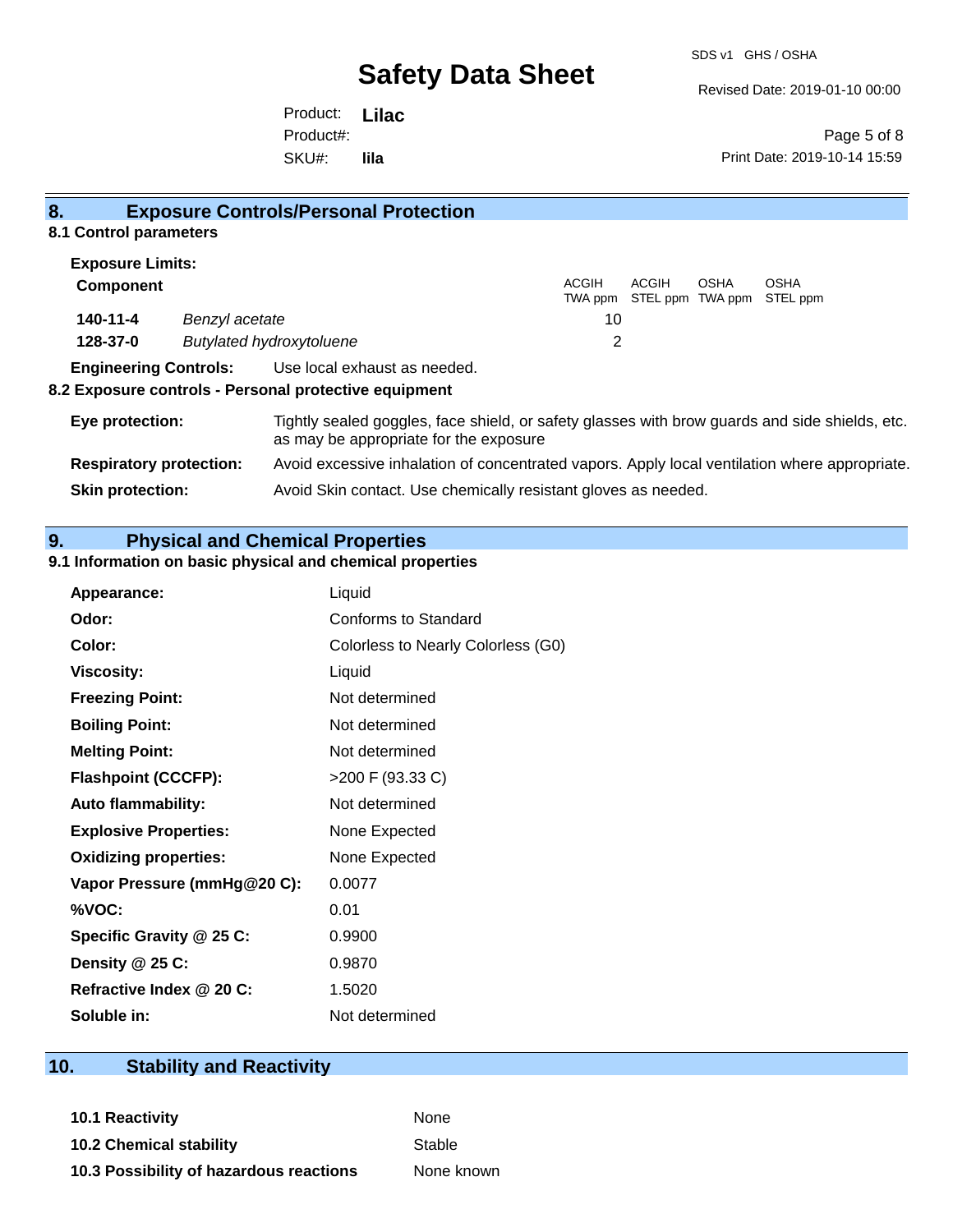## 8. Exposure Controls/Personal Protection

### 8.1 Control parameters

**Exposure Limits:**

| Component | | ACGIH TWA ppm | ACGIH STEL ppm | OSHA TWA ppm | OSHA STEL ppm |
|---|---|---|---|---|---|
| **140-11-4** | *Benzyl acetate* | 10 | | | |
| **128-37-0** | *Butylated hydroxytoluene* | 2 | | | |

**Engineering Controls:** Use local exhaust as needed.

### 8.2 Exposure controls - Personal protective equipment

**Eye protection:** Tightly sealed goggles, face shield, or safety glasses with brow guards and side shields, etc. as may be appropriate for the exposure

**Respiratory protection:** Avoid excessive inhalation of concentrated vapors. Apply local ventilation where appropriate.

**Skin protection:** Avoid Skin contact. Use chemically resistant gloves as needed.

## 9. Physical and Chemical Properties

### 9.1 Information on basic physical and chemical properties

| | |
|---|---|
| **Appearance:** | Liquid |
| **Odor:** | Conforms to Standard |
| **Color:** | Colorless to Nearly Colorless (G0) |
| **Viscosity:** | Liquid |
| **Freezing Point:** | Not determined |
| **Boiling Point:** | Not determined |
| **Melting Point:** | Not determined |
| **Flashpoint (CCCFP):** | >200 F (93.33 C) |
| **Auto flammability:** | Not determined |
| **Explosive Properties:** | None Expected |
| **Oxidizing properties:** | None Expected |
| **Vapor Pressure (mmHg@20 C):** | 0.0077 |
| **%VOC:** | 0.01 |
| **Specific Gravity @ 25 C:** | 0.9900 |
| **Density @ 25 C:** | 0.9870 |
| **Refractive Index @ 20 C:** | 1.5020 |
| **Soluble in:** | Not determined |

## 10. Stability and Reactivity

| | |
|---|---|
| **10.1 Reactivity** | None |
| **10.2 Chemical stability** | Stable |
| **10.3 Possibility of hazardous reactions** | None known |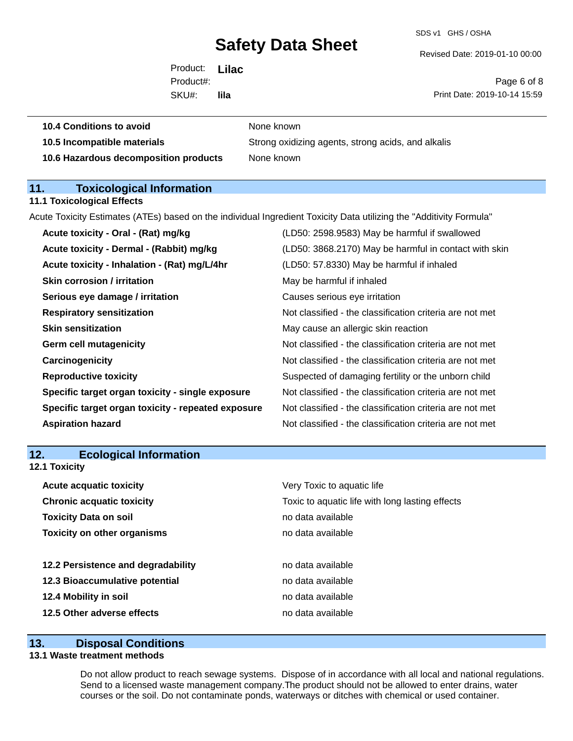| | |
|---|---|
| **10.4 Conditions to avoid** | None known |
| **10.5 Incompatible materials** | Strong oxidizing agents, strong acids, and alkalis |
| **10.6 Hazardous decomposition products** | None known |

## 11. Toxicological Information

### 11.1 Toxicological Effects

Acute Toxicity Estimates (ATEs) based on the individual Ingredient Toxicity Data utilizing the "Additivity Formula"

| | |
|---|---|
| **Acute toxicity - Oral - (Rat) mg/kg** | (LD50: 2598.9583) May be harmful if swallowed |
| **Acute toxicity - Dermal - (Rabbit) mg/kg** | (LD50: 3868.2170) May be harmful in contact with skin |
| **Acute toxicity - Inhalation - (Rat) mg/L/4hr** | (LD50: 57.8330) May be harmful if inhaled |
| **Skin corrosion / irritation** | May be harmful if inhaled |
| **Serious eye damage / irritation** | Causes serious eye irritation |
| **Respiratory sensitization** | Not classified - the classification criteria are not met |
| **Skin sensitization** | May cause an allergic skin reaction |
| **Germ cell mutagenicity** | Not classified - the classification criteria are not met |
| **Carcinogenicity** | Not classified - the classification criteria are not met |
| **Reproductive toxicity** | Suspected of damaging fertility or the unborn child |
| **Specific target organ toxicity - single exposure** | Not classified - the classification criteria are not met |
| **Specific target organ toxicity - repeated exposure** | Not classified - the classification criteria are not met |
| **Aspiration hazard** | Not classified - the classification criteria are not met |

## 12. Ecological Information

### 12.1 Toxicity

| | |
|---|---|
| **Acute acquatic toxicity** | Very Toxic to aquatic life |
| **Chronic acquatic toxicity** | Toxic to aquatic life with long lasting effects |
| **Toxicity Data on soil** | no data available |
| **Toxicity on other organisms** | no data available |

| | |
|---|---|
| **12.2 Persistence and degradability** | no data available |
| **12.3 Bioaccumulative potential** | no data available |
| **12.4 Mobility in soil** | no data available |
| **12.5 Other adverse effects** | no data available |

## 13. Disposal Conditions

### 13.1 Waste treatment methods

Do not allow product to reach sewage systems. Dispose of in accordance with all local and national regulations. Send to a licensed waste management company.The product should not be allowed to enter drains, water courses or the soil. Do not contaminate ponds, waterways or ditches with chemical or used container.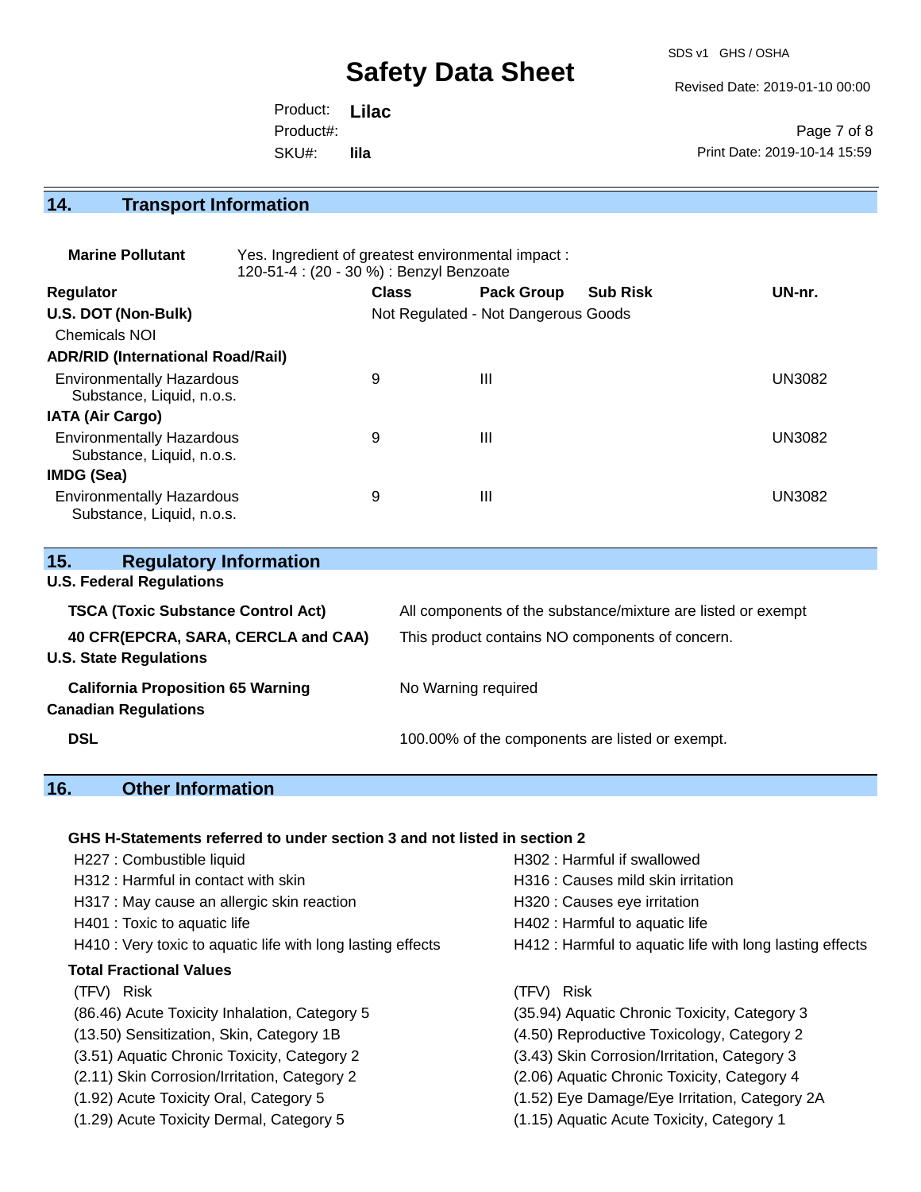## 14. Transport Information

**Marine Pollutant** — Yes. Ingredient of greatest environmental impact : 120-51-4 : (20 - 30 %) : Benzyl Benzoate

| Regulator | Class | Pack Group | Sub Risk | UN-nr. |
|---|---|---|---|---|
| **U.S. DOT (Non-Bulk)** | Not Regulated - Not Dangerous Goods | | | |
| Chemicals NOI | | | | |
| **ADR/RID (International Road/Rail)** | | | | |
| Environmentally Hazardous Substance, Liquid, n.o.s. | 9 | III | | UN3082 |
| **IATA (Air Cargo)** | | | | |
| Environmentally Hazardous Substance, Liquid, n.o.s. | 9 | III | | UN3082 |
| **IMDG (Sea)** | | | | |
| Environmentally Hazardous Substance, Liquid, n.o.s. | 9 | III | | UN3082 |

## 15. Regulatory Information

**U.S. Federal Regulations**

| | |
|---|---|
| **TSCA (Toxic Substance Control Act)** | All components of the substance/mixture are listed or exempt |
| **40 CFR(EPCRA, SARA, CERCLA and CAA)** | This product contains NO components of concern. |

**U.S. State Regulations**

| | |
|---|---|
| **California Proposition 65 Warning** | No Warning required |

**Canadian Regulations**

| | |
|---|---|
| **DSL** | 100.00% of the components are listed or exempt. |

## 16. Other Information

**GHS H-Statements referred to under section 3 and not listed in section 2**

- H227 : Combustible liquid
- H302 : Harmful if swallowed
- H312 : Harmful in contact with skin
- H316 : Causes mild skin irritation
- H317 : May cause an allergic skin reaction
- H320 : Causes eye irritation
- H401 : Toxic to aquatic life
- H402 : Harmful to aquatic life
- H410 : Very toxic to aquatic life with long lasting effects
- H412 : Harmful to aquatic life with long lasting effects

**Total Fractional Values**

| (TFV) Risk | (TFV) Risk |
|---|---|
| (86.46) Acute Toxicity Inhalation, Category 5 | (35.94) Aquatic Chronic Toxicity, Category 3 |
| (13.50) Sensitization, Skin, Category 1B | (4.50) Reproductive Toxicology, Category 2 |
| (3.51) Aquatic Chronic Toxicity, Category 2 | (3.43) Skin Corrosion/Irritation, Category 3 |
| (2.11) Skin Corrosion/Irritation, Category 2 | (2.06) Aquatic Chronic Toxicity, Category 4 |
| (1.92) Acute Toxicity Oral, Category 5 | (1.52) Eye Damage/Eye Irritation, Category 2A |
| (1.29) Acute Toxicity Dermal, Category 5 | (1.15) Aquatic Acute Toxicity, Category 1 |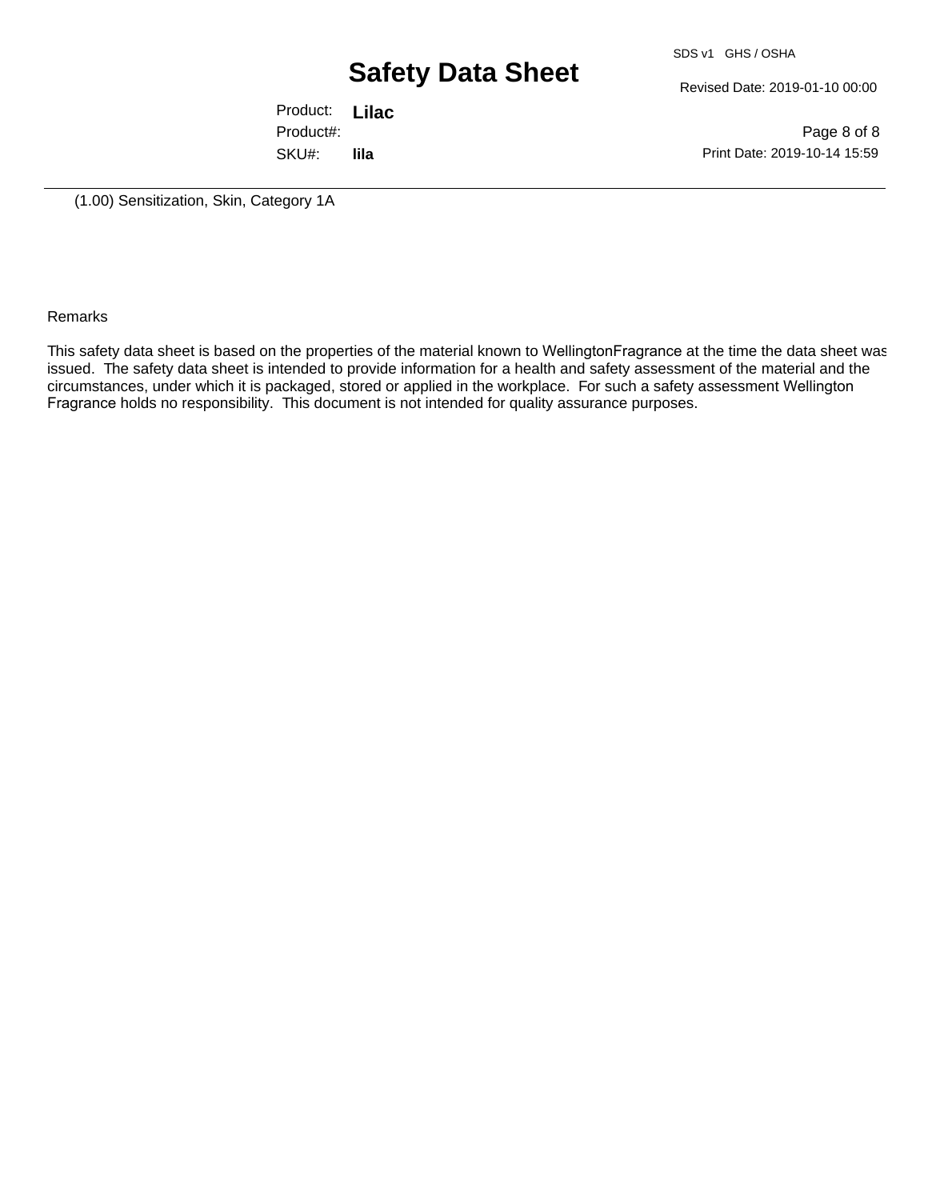(1.00) Sensitization, Skin, Category 1A

Remarks

This safety data sheet is based on the properties of the material known to WellingtonFragrance at the time the data sheet was issued. The safety data sheet is intended to provide information for a health and safety assessment of the material and the circumstances, under which it is packaged, stored or applied in the workplace. For such a safety assessment Wellington Fragrance holds no responsibility. This document is not intended for quality assurance purposes.